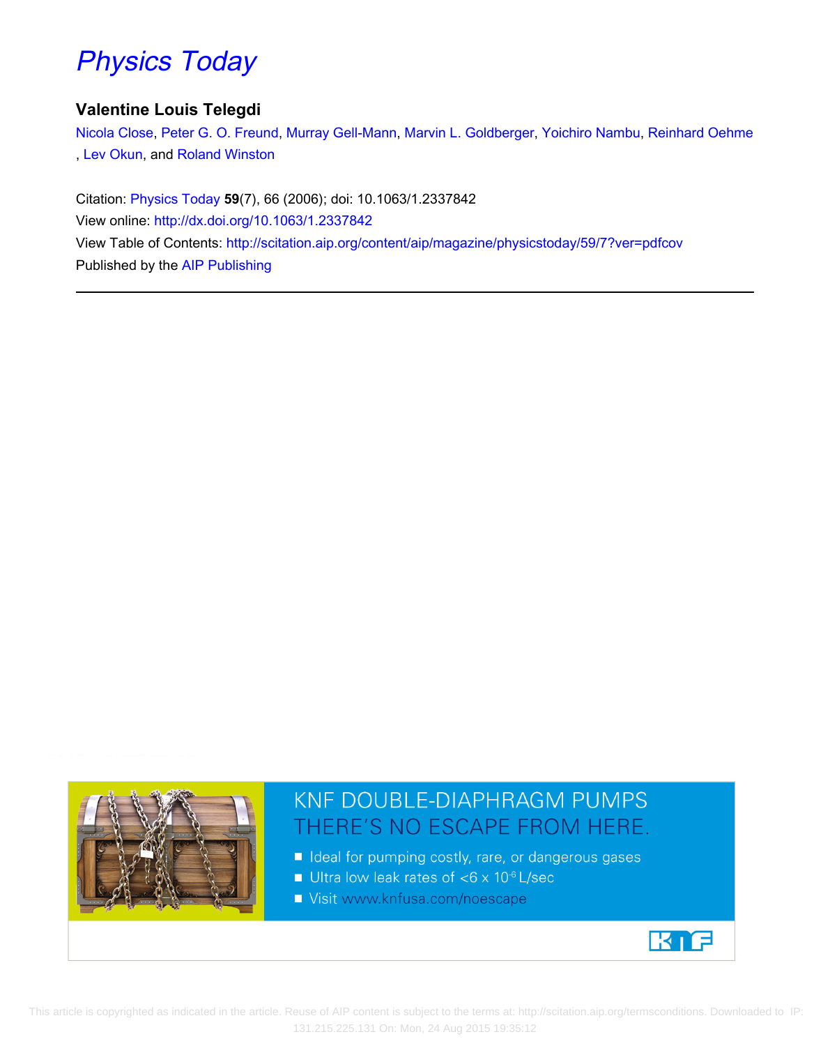# Physics Today

## Valentine Louis Telegdi

Nicola Close, Peter G. O. Freund, Murray Gell-Mann, Marvin L. Goldberger, Yoichiro Nambu, Reinhard Oehme, Lev Okun, and Roland Winston

Citation: Physics Today **59**(7), 66 (2006); doi: 10.1063/1.2337842

View online: http://dx.doi.org/10.1063/1.2337842

View Table of Contents: http://scitation.aip.org/content/aip/magazine/physicstoday/59/7?ver=pdfcov

Published by the AIP Publishing

---

KNF DOUBLE-DIAPHRAGM PUMPS
THERE'S NO ESCAPE FROM HERE.

- Ideal for pumping costly, rare, or dangerous gases
- Ultra low leak rates of <6 x $10^{-6}$ L/sec
- Visit www.knfusa.com/noescape

KNF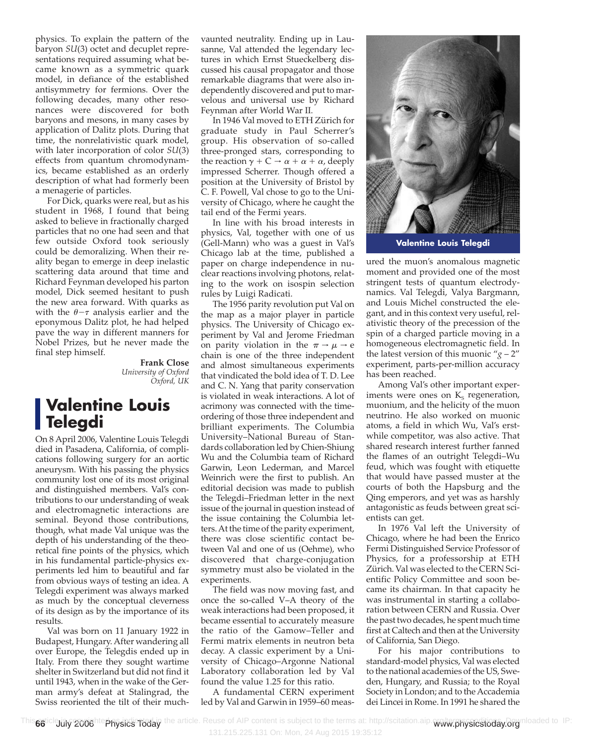physics. To explain the pattern of the baryon *SU*(3) octet and decuplet representations required assuming what became known as a symmetric quark model, in defiance of the established antisymmetry for fermions. Over the following decades, many other resonances were discovered for both baryons and mesons, in many cases by application of Dalitz plots. During that time, the nonrelativistic quark model, with later incorporation of color *SU*(3) effects from quantum chromodynamics, became established as an orderly description of what had formerly been a menagerie of particles.

For Dick, quarks were real, but as his student in 1968, I found that being asked to believe in fractionally charged particles that no one had seen and that few outside Oxford took seriously could be demoralizing. When their reality began to emerge in deep inelastic scattering data around that time and Richard Feynman developed his parton model, Dick seemed hesitant to push the new area forward. With quarks as with the $\theta-\tau$ analysis earlier and the eponymous Dalitz plot, he had helped pave the way in different manners for Nobel Prizes, but he never made the final step himself.

**Frank Close**
*University of Oxford*
*Oxford, UK*

## Valentine Louis Telegdi

On 8 April 2006, Valentine Louis Telegdi died in Pasadena, California, of complications following surgery for an aortic aneurysm. With his passing the physics community lost one of its most original and distinguished members. Val's contributions to our understanding of weak and electromagnetic interactions are seminal. Beyond those contributions, though, what made Val unique was the depth of his understanding of the theoretical fine points of the physics, which in his fundamental particle-physics experiments led him to beautiful and far from obvious ways of testing an idea. A Telegdi experiment was always marked as much by the conceptual cleverness of its design as by the importance of its results.

Val was born on 11 January 1922 in Budapest, Hungary. After wandering all over Europe, the Telegdis ended up in Italy. From there they sought wartime shelter in Switzerland but did not find it until 1943, when in the wake of the German army's defeat at Stalingrad, the Swiss reoriented the tilt of their much-vaunted neutrality. Ending up in Lausanne, Val attended the legendary lectures in which Ernst Stueckelberg discussed his causal propagator and those remarkable diagrams that were also independently discovered and put to marvelous and universal use by Richard Feynman after World War II.

In 1946 Val moved to ETH Zürich for graduate study in Paul Scherrer's group. His observation of so-called three-pronged stars, corresponding to the reaction $\gamma + C \rightarrow \alpha + \alpha + \alpha$, deeply impressed Scherrer. Though offered a position at the University of Bristol by C. F. Powell, Val chose to go to the University of Chicago, where he caught the tail end of the Fermi years.

In line with his broad interests in physics, Val, together with one of us (Gell-Mann) who was a guest in Val's Chicago lab at the time, published a paper on charge independence in nuclear reactions involving photons, relating to the work on isospin selection rules by Luigi Radicati.

The 1956 parity revolution put Val on the map as a major player in particle physics. The University of Chicago experiment by Val and Jerome Friedman on parity violation in the $\pi \rightarrow \mu \rightarrow e$ chain is one of the three independent and almost simultaneous experiments that vindicated the bold idea of T. D. Lee and C. N. Yang that parity conservation is violated in weak interactions. A lot of acrimony was connected with the time-ordering of those three independent and brilliant experiments. The Columbia University–National Bureau of Standards collaboration led by Chien-Shiung Wu and the Columbia team of Richard Garwin, Leon Lederman, and Marcel Weinreich were the first to publish. An editorial decision was made to publish the Telegdi–Friedman letter in the next issue of the journal in question instead of the issue containing the Columbia letters. At the time of the parity experiment, there was close scientific contact between Val and one of us (Oehme), who discovered that charge-conjugation symmetry must also be violated in the experiments.

The field was now moving fast, and once the so-called V–A theory of the weak interactions had been proposed, it became essential to accurately measure the ratio of the Gamow–Teller and Fermi matrix elements in neutron beta decay. A classic experiment by a University of Chicago–Argonne National Laboratory collaboration led by Val found the value 1.25 for this ratio.

A fundamental CERN experiment led by Val and Garwin in 1959–60 measured the muon's anomalous magnetic moment and provided one of the most stringent tests of quantum electrodynamics. Val Telegdi, Valya Bargmann, and Louis Michel constructed the elegant, and in this context very useful, relativistic theory of the precession of the spin of a charged particle moving in a homogeneous electromagnetic field. In the latest version of this muonic "$g-2$" experiment, parts-per-million accuracy has been reached.

Valentine Louis Telegdi

Among Val's other important experiments were ones on $K_S$ regeneration, muonium, and the helicity of the muon neutrino. He also worked on muonic atoms, a field in which Wu, Val's erstwhile competitor, was also active. That shared research interest further fanned the flames of an outright Telegdi–Wu feud, which was fought with etiquette that would have passed muster at the courts of both the Hapsburg and the Qing emperors, and yet was as harshly antagonistic as feuds between great scientists can get.

In 1976 Val left the University of Chicago, where he had been the Enrico Fermi Distinguished Service Professor of Physics, for a professorship at ETH Zürich. Val was elected to the CERN Scientific Policy Committee and soon became its chairman. In that capacity he was instrumental in starting a collaboration between CERN and Russia. Over the past two decades, he spent much time first at Caltech and then at the University of California, San Diego.

For his major contributions to standard-model physics, Val was elected to the national academies of the US, Sweden, Hungary, and Russia; to the Royal Society in London; and to the Accademia dei Lincei in Rome. In 1991 he shared the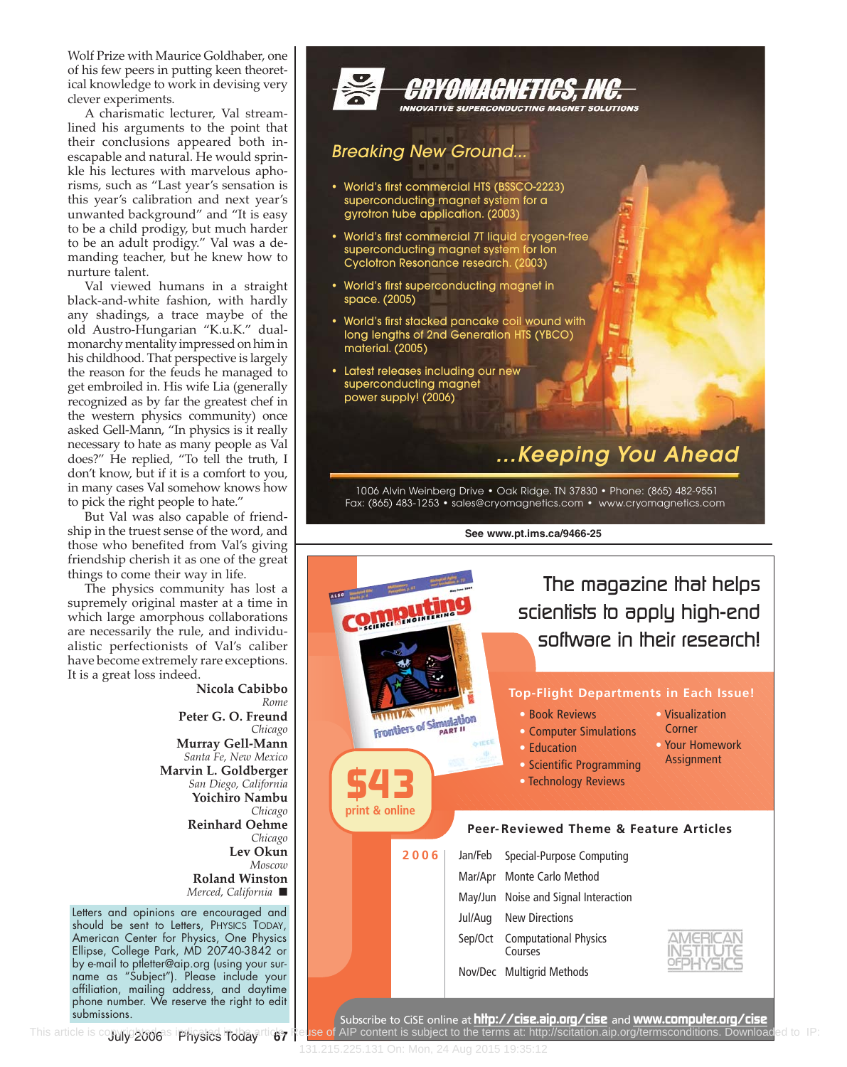Wolf Prize with Maurice Goldhaber, one of his few peers in putting keen theoretical knowledge to work in devising very clever experiments.

A charismatic lecturer, Val streamlined his arguments to the point that their conclusions appeared both inescapable and natural. He would sprinkle his lectures with marvelous aphorisms, such as "Last year's sensation is this year's calibration and next year's unwanted background" and "It is easy to be a child prodigy, but much harder to be an adult prodigy." Val was a demanding teacher, but he knew how to nurture talent.

Val viewed humans in a straight black-and-white fashion, with hardly any shadings, a trace maybe of the old Austro-Hungarian "K.u.K." dual-monarchy mentality impressed on him in his childhood. That perspective is largely the reason for the feuds he managed to get embroiled in. His wife Lia (generally recognized as by far the greatest chef in the western physics community) once asked Gell-Mann, "In physics is it really necessary to hate as many people as Val does?" He replied, "To tell the truth, I don't know, but if it is a comfort to you, in many cases Val somehow knows how to pick the right people to hate."

But Val was also capable of friendship in the truest sense of the word, and those who benefited from Val's giving friendship cherish it as one of the great things to come their way in life.

The physics community has lost a supremely original master at a time in which large amorphous collaborations are necessarily the rule, and individualistic perfectionists of Val's caliber have become extremely rare exceptions. It is a great loss indeed.

**Nicola Cabibbo**
*Rome*

**Peter G. O. Freund**
*Chicago*

**Murray Gell-Mann**
*Santa Fe, New Mexico*

**Marvin L. Goldberger**
*San Diego, California*

**Yoichiro Nambu**
*Chicago*

**Reinhard Oehme**
*Chicago*

**Lev Okun**
*Moscow*

**Roland Winston**
*Merced, California* ■

Letters and opinions are encouraged and should be sent to Letters, PHYSICS TODAY, American Center for Physics, One Physics Ellipse, College Park, MD 20740-3842 or by e-mail to ptletter@aip.org (using your surname as "Subject"). Please include your affiliation, mailing address, and daytime phone number. We reserve the right to edit submissions.

---

**CRYOMAGNETICS, INC.**
INNOVATIVE SUPERCONDUCTING MAGNET SOLUTIONS

*Breaking New Ground...*

- World's first commercial HTS (BSSCO-2223) superconducting magnet system for a gyrotron tube application. (2003)
- World's first commercial 7T liquid cryogen-free superconducting magnet system for Ion Cyclotron Resonance research. (2003)
- World's first superconducting magnet in space. (2005)
- World's first stacked pancake coil wound with long lengths of 2nd Generation HTS (YBCO) material. (2005)
- Latest releases including our new superconducting magnet power supply! (2006)

*...Keeping You Ahead*

1006 Alvin Weinberg Drive • Oak Ridge, TN 37830 • Phone: (865) 482-9551
Fax: (865) 483-1253 • sales@cryomagnetics.com • www.cryomagnetics.com

**See www.pt.ims.ca/9466-25**

---

The magazine that helps scientists to apply high-end software in their research!

$43 print & online

**Top-Flight Departments in Each Issue!**

- Book Reviews
- Computer Simulations
- Education
- Scientific Programming
- Technology Reviews
- Visualization Corner
- Your Homework Assignment

**Peer-Reviewed Theme & Feature Articles**

**2006**

| | |
|---|---|
| Jan/Feb | Special-Purpose Computing |
| Mar/Apr | Monte Carlo Method |
| May/Jun | Noise and Signal Interaction |
| Jul/Aug | New Directions |
| Sep/Oct | Computational Physics Courses |
| Nov/Dec | Multigrid Methods |

AMERICAN INSTITUTE OF PHYSICS

Subscribe to CiSE online at **http://cise.aip.org/cise** and **www.computer.org/cise**